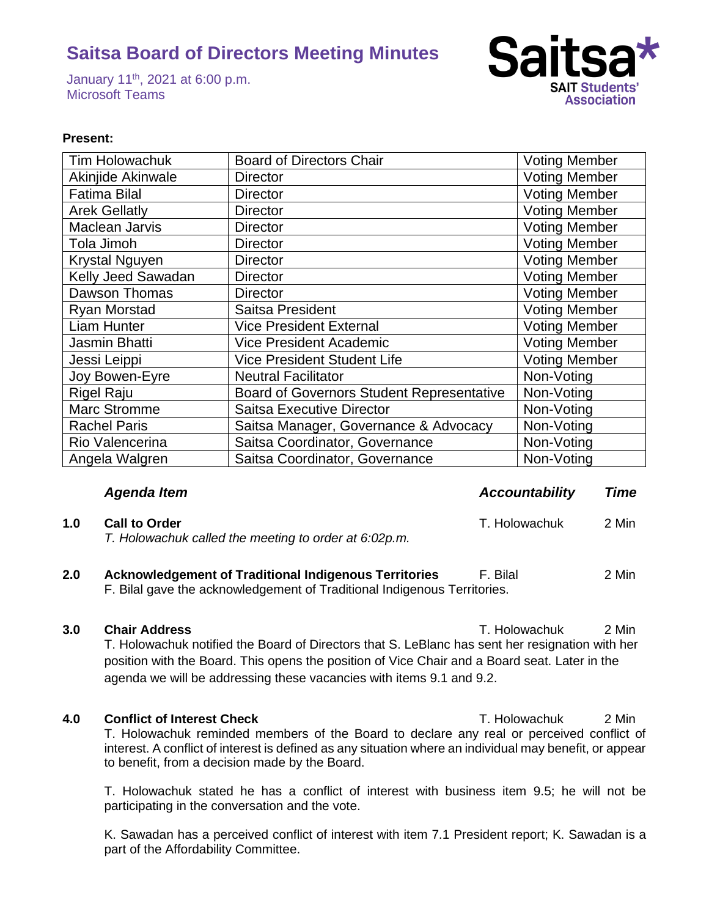# Saitsa Board of Directors Meeting Minutes

January 11th, 2021 at 6:00 p.m.
Microsoft Teams

**Saitsa***
**SAIT Students' Association**

**Present:**

| | | |
|---|---|---|
| Tim Holowachuk | Board of Directors Chair | Voting Member |
| Akinjide Akinwale | Director | Voting Member |
| Fatima Bilal | Director | Voting Member |
| Arek Gellatly | Director | Voting Member |
| Maclean Jarvis | Director | Voting Member |
| Tola Jimoh | Director | Voting Member |
| Krystal Nguyen | Director | Voting Member |
| Kelly Jeed Sawadan | Director | Voting Member |
| Dawson Thomas | Director | Voting Member |
| Ryan Morstad | Saitsa President | Voting Member |
| Liam Hunter | Vice President External | Voting Member |
| Jasmin Bhatti | Vice President Academic | Voting Member |
| Jessi Leippi | Vice President Student Life | Voting Member |
| Joy Bowen-Eyre | Neutral Facilitator | Non-Voting |
| Rigel Raju | Board of Governors Student Representative | Non-Voting |
| Marc Stromme | Saitsa Executive Director | Non-Voting |
| Rachel Paris | Saitsa Manager, Governance & Advocacy | Non-Voting |
| Rio Valencerina | Saitsa Coordinator, Governance | Non-Voting |
| Angela Walgren | Saitsa Coordinator, Governance | Non-Voting |

| | ***Agenda Item*** | ***Accountability*** | ***Time*** |
|---|---|---|---|

**1.0 Call to Order** — T. Holowachuk — 2 Min

*T. Holowachuk called the meeting to order at 6:02p.m.*

**2.0 Acknowledgement of Traditional Indigenous Territories** — F. Bilal — 2 Min

F. Bilal gave the acknowledgement of Traditional Indigenous Territories.

**3.0 Chair Address** — T. Holowachuk — 2 Min

T. Holowachuk notified the Board of Directors that S. LeBlanc has sent her resignation with her position with the Board. This opens the position of Vice Chair and a Board seat. Later in the agenda we will be addressing these vacancies with items 9.1 and 9.2.

**4.0 Conflict of Interest Check** — T. Holowachuk — 2 Min

T. Holowachuk reminded members of the Board to declare any real or perceived conflict of interest. A conflict of interest is defined as any situation where an individual may benefit, or appear to benefit, from a decision made by the Board.

T. Holowachuk stated he has a conflict of interest with business item 9.5; he will not be participating in the conversation and the vote.

K. Sawadan has a perceived conflict of interest with item 7.1 President report; K. Sawadan is a part of the Affordability Committee.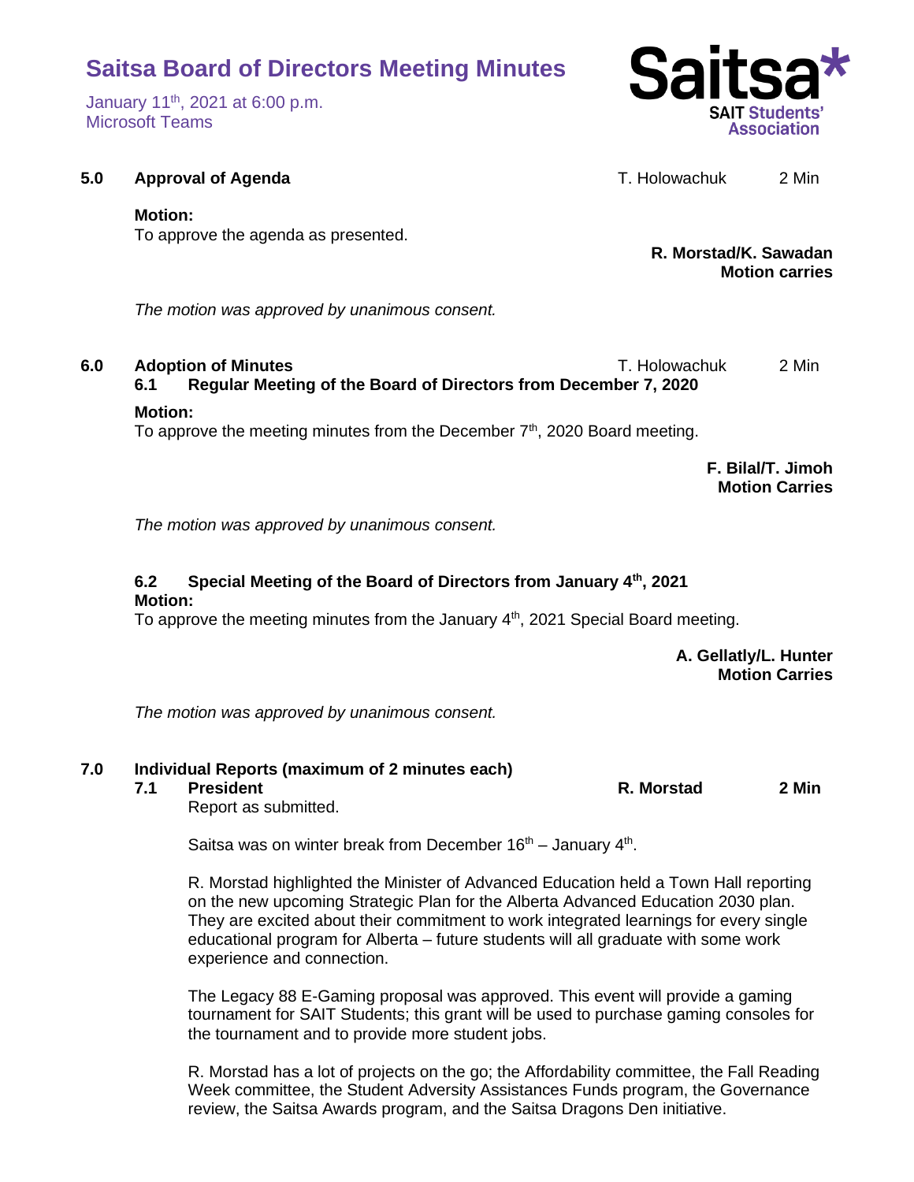# Saitsa Board of Directors Meeting Minutes

January 11th, 2021 at 6:00 p.m.
Microsoft Teams

**5.0 Approval of Agenda** — T. Holowachuk — 2 Min

**Motion:**
To approve the agenda as presented.

**R. Morstad/K. Sawadan**
**Motion carries**

*The motion was approved by unanimous consent.*

**6.0 Adoption of Minutes** — T. Holowachuk — 2 Min

**6.1 Regular Meeting of the Board of Directors from December 7, 2020**

**Motion:**
To approve the meeting minutes from the December 7th, 2020 Board meeting.

**F. Bilal/T. Jimoh**
**Motion Carries**

*The motion was approved by unanimous consent.*

**6.2 Special Meeting of the Board of Directors from January 4th, 2021**

**Motion:**
To approve the meeting minutes from the January 4th, 2021 Special Board meeting.

**A. Gellatly/L. Hunter**
**Motion Carries**

*The motion was approved by unanimous consent.*

**7.0 Individual Reports (maximum of 2 minutes each)**

**7.1 President** — **R. Morstad** — **2 Min**

Report as submitted.

Saitsa was on winter break from December 16th – January 4th.

R. Morstad highlighted the Minister of Advanced Education held a Town Hall reporting on the new upcoming Strategic Plan for the Alberta Advanced Education 2030 plan. They are excited about their commitment to work integrated learnings for every single educational program for Alberta – future students will all graduate with some work experience and connection.

The Legacy 88 E-Gaming proposal was approved. This event will provide a gaming tournament for SAIT Students; this grant will be used to purchase gaming consoles for the tournament and to provide more student jobs.

R. Morstad has a lot of projects on the go; the Affordability committee, the Fall Reading Week committee, the Student Adversity Assistances Funds program, the Governance review, the Saitsa Awards program, and the Saitsa Dragons Den initiative.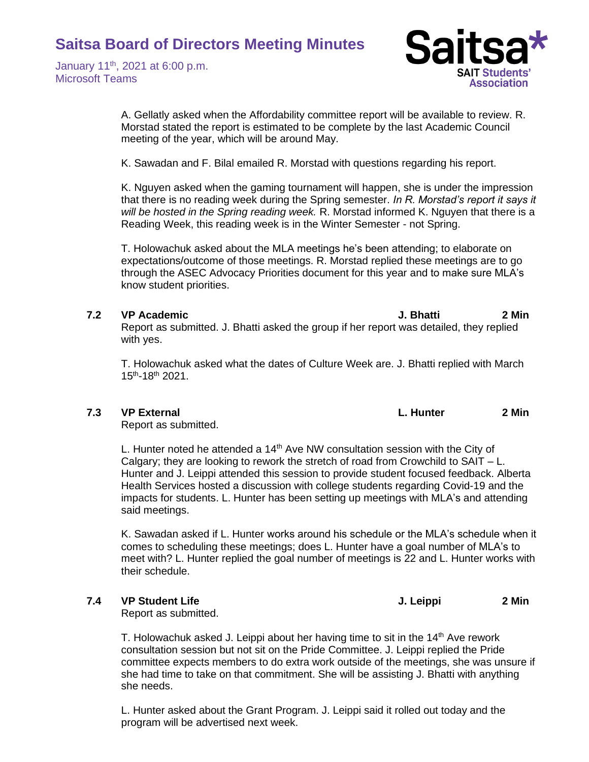A. Gellatly asked when the Affordability committee report will be available to review. R. Morstad stated the report is estimated to be complete by the last Academic Council meeting of the year, which will be around May.

K. Sawadan and F. Bilal emailed R. Morstad with questions regarding his report.

K. Nguyen asked when the gaming tournament will happen, she is under the impression that there is no reading week during the Spring semester. *In R. Morstad's report it says it will be hosted in the Spring reading week.* R. Morstad informed K. Nguyen that there is a Reading Week, this reading week is in the Winter Semester - not Spring.

T. Holowachuk asked about the MLA meetings he's been attending; to elaborate on expectations/outcome of those meetings. R. Morstad replied these meetings are to go through the ASEC Advocacy Priorities document for this year and to make sure MLA's know student priorities.

**7.2 VP Academic — J. Bhatti — 2 Min**

Report as submitted. J. Bhatti asked the group if her report was detailed, they replied with yes.

T. Holowachuk asked what the dates of Culture Week are. J. Bhatti replied with March 15th-18th 2021.

**7.3 VP External — L. Hunter — 2 Min**

Report as submitted.

L. Hunter noted he attended a 14th Ave NW consultation session with the City of Calgary; they are looking to rework the stretch of road from Crowchild to SAIT – L. Hunter and J. Leippi attended this session to provide student focused feedback. Alberta Health Services hosted a discussion with college students regarding Covid-19 and the impacts for students. L. Hunter has been setting up meetings with MLA's and attending said meetings.

K. Sawadan asked if L. Hunter works around his schedule or the MLA's schedule when it comes to scheduling these meetings; does L. Hunter have a goal number of MLA's to meet with? L. Hunter replied the goal number of meetings is 22 and L. Hunter works with their schedule.

**7.4 VP Student Life — J. Leippi — 2 Min**

Report as submitted.

T. Holowachuk asked J. Leippi about her having time to sit in the 14th Ave rework consultation session but not sit on the Pride Committee. J. Leippi replied the Pride committee expects members to do extra work outside of the meetings, she was unsure if she had time to take on that commitment. She will be assisting J. Bhatti with anything she needs.

L. Hunter asked about the Grant Program. J. Leippi said it rolled out today and the program will be advertised next week.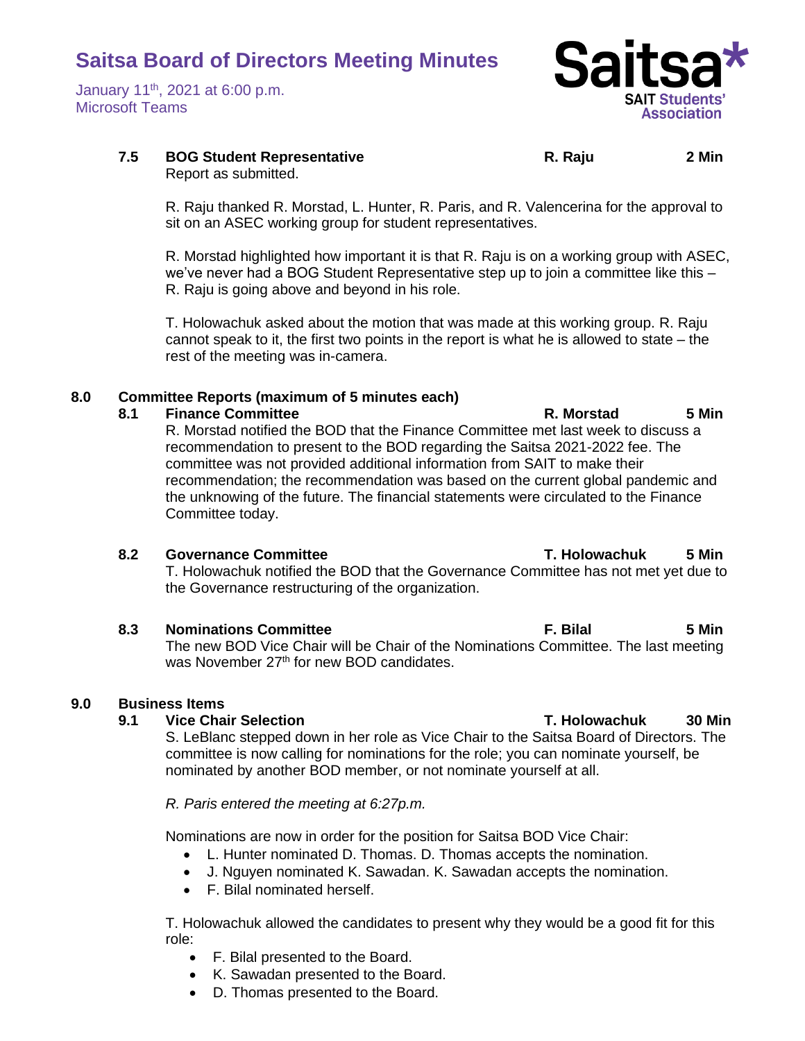#### 7.5 BOG Student Representative — R. Raju — 2 Min

Report as submitted.

R. Raju thanked R. Morstad, L. Hunter, R. Paris, and R. Valencerina for the approval to sit on an ASEC working group for student representatives.

R. Morstad highlighted how important it is that R. Raju is on a working group with ASEC, we've never had a BOG Student Representative step up to join a committee like this – R. Raju is going above and beyond in his role.

T. Holowachuk asked about the motion that was made at this working group. R. Raju cannot speak to it, the first two points in the report is what he is allowed to state – the rest of the meeting was in-camera.

### 8.0 Committee Reports (maximum of 5 minutes each)

#### 8.1 Finance Committee — R. Morstad — 5 Min

R. Morstad notified the BOD that the Finance Committee met last week to discuss a recommendation to present to the BOD regarding the Saitsa 2021-2022 fee. The committee was not provided additional information from SAIT to make their recommendation; the recommendation was based on the current global pandemic and the unknowing of the future. The financial statements were circulated to the Finance Committee today.

#### 8.2 Governance Committee — T. Holowachuk — 5 Min

T. Holowachuk notified the BOD that the Governance Committee has not met yet due to the Governance restructuring of the organization.

#### 8.3 Nominations Committee — F. Bilal — 5 Min

The new BOD Vice Chair will be Chair of the Nominations Committee. The last meeting was November 27th for new BOD candidates.

### 9.0 Business Items

#### 9.1 Vice Chair Selection — T. Holowachuk — 30 Min

S. LeBlanc stepped down in her role as Vice Chair to the Saitsa Board of Directors. The committee is now calling for nominations for the role; you can nominate yourself, be nominated by another BOD member, or not nominate yourself at all.

*R. Paris entered the meeting at 6:27p.m.*

Nominations are now in order for the position for Saitsa BOD Vice Chair:

- L. Hunter nominated D. Thomas. D. Thomas accepts the nomination.
- J. Nguyen nominated K. Sawadan. K. Sawadan accepts the nomination.
- F. Bilal nominated herself.

T. Holowachuk allowed the candidates to present why they would be a good fit for this role:

- F. Bilal presented to the Board.
- K. Sawadan presented to the Board.
- D. Thomas presented to the Board.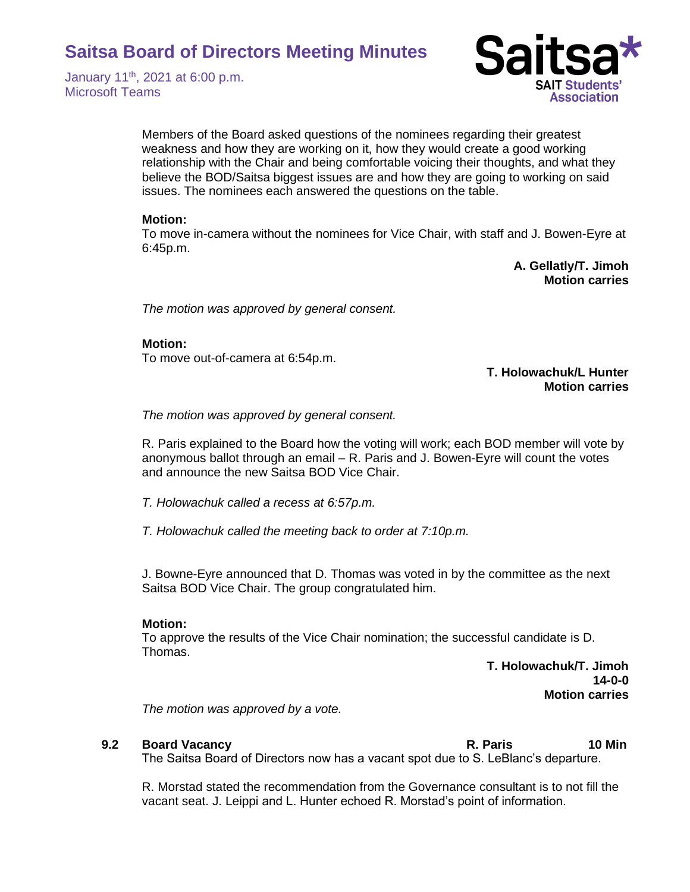Members of the Board asked questions of the nominees regarding their greatest weakness and how they are working on it, how they would create a good working relationship with the Chair and being comfortable voicing their thoughts, and what they believe the BOD/Saitsa biggest issues are and how they are going to working on said issues. The nominees each answered the questions on the table.

**Motion:**
To move in-camera without the nominees for Vice Chair, with staff and J. Bowen-Eyre at 6:45p.m.

**A. Gellatly/T. Jimoh**
**Motion carries**

*The motion was approved by general consent.*

**Motion:**
To move out-of-camera at 6:54p.m.

**T. Holowachuk/L Hunter**
**Motion carries**

*The motion was approved by general consent.*

R. Paris explained to the Board how the voting will work; each BOD member will vote by anonymous ballot through an email – R. Paris and J. Bowen-Eyre will count the votes and announce the new Saitsa BOD Vice Chair.

*T. Holowachuk called a recess at 6:57p.m.*

*T. Holowachuk called the meeting back to order at 7:10p.m.*

J. Bowne-Eyre announced that D. Thomas was voted in by the committee as the next Saitsa BOD Vice Chair. The group congratulated him.

**Motion:**
To approve the results of the Vice Chair nomination; the successful candidate is D. Thomas.

**T. Holowachuk/T. Jimoh**
**14-0-0**
**Motion carries**

*The motion was approved by a vote.*

**9.2 Board Vacancy** **R. Paris** **10 Min**

The Saitsa Board of Directors now has a vacant spot due to S. LeBlanc's departure.

R. Morstad stated the recommendation from the Governance consultant is to not fill the vacant seat. J. Leippi and L. Hunter echoed R. Morstad's point of information.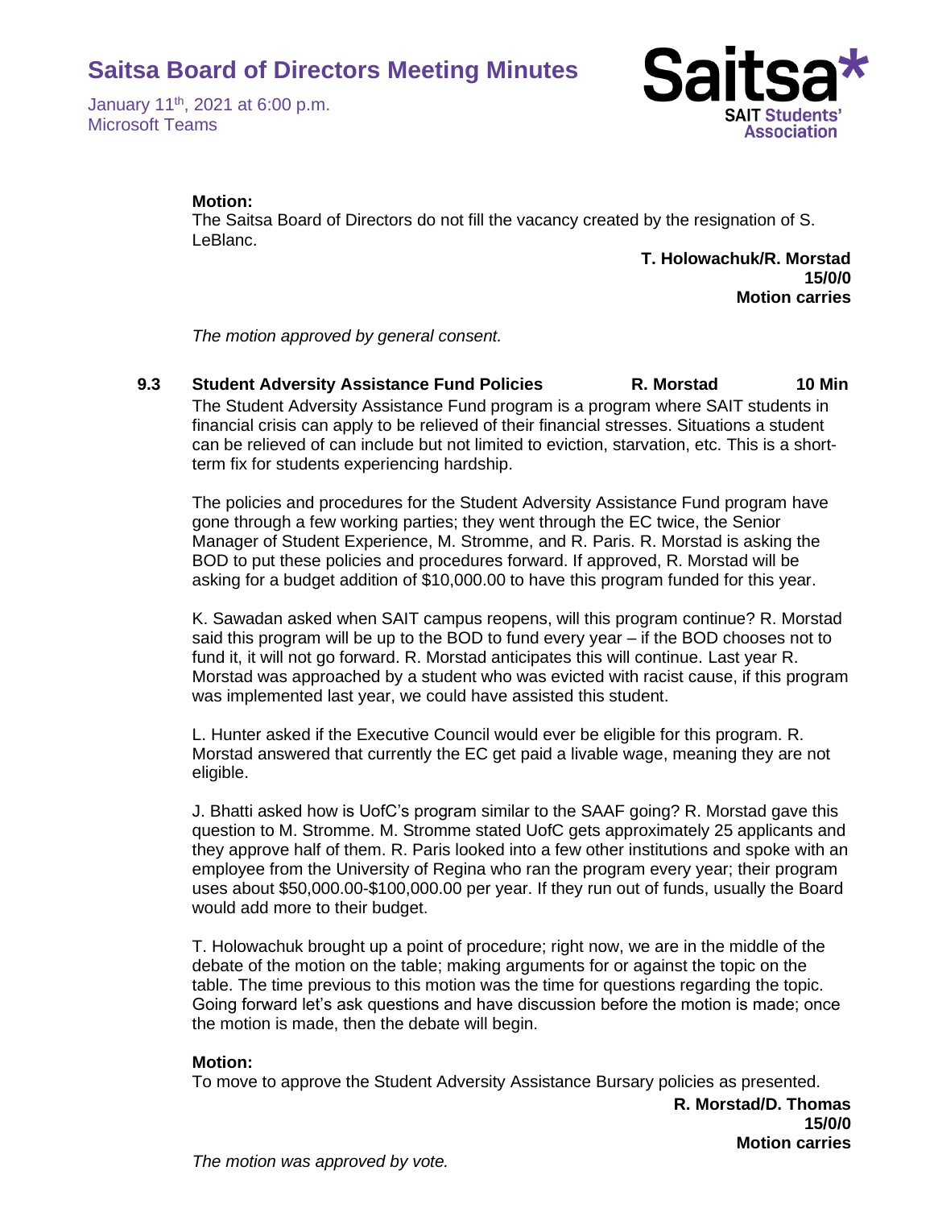**Motion:**
The Saitsa Board of Directors do not fill the vacancy created by the resignation of S. LeBlanc.

**T. Holowachuk/R. Morstad**
**15/0/0**
**Motion carries**

*The motion approved by general consent.*

### 9.3 Student Adversity Assistance Fund Policies — R. Morstad — 10 Min

The Student Adversity Assistance Fund program is a program where SAIT students in financial crisis can apply to be relieved of their financial stresses. Situations a student can be relieved of can include but not limited to eviction, starvation, etc. This is a short-term fix for students experiencing hardship.

The policies and procedures for the Student Adversity Assistance Fund program have gone through a few working parties; they went through the EC twice, the Senior Manager of Student Experience, M. Stromme, and R. Paris. R. Morstad is asking the BOD to put these policies and procedures forward. If approved, R. Morstad will be asking for a budget addition of $10,000.00 to have this program funded for this year.

K. Sawadan asked when SAIT campus reopens, will this program continue? R. Morstad said this program will be up to the BOD to fund every year – if the BOD chooses not to fund it, it will not go forward. R. Morstad anticipates this will continue. Last year R. Morstad was approached by a student who was evicted with racist cause, if this program was implemented last year, we could have assisted this student.

L. Hunter asked if the Executive Council would ever be eligible for this program. R. Morstad answered that currently the EC get paid a livable wage, meaning they are not eligible.

J. Bhatti asked how is UofC's program similar to the SAAF going? R. Morstad gave this question to M. Stromme. M. Stromme stated UofC gets approximately 25 applicants and they approve half of them. R. Paris looked into a few other institutions and spoke with an employee from the University of Regina who ran the program every year; their program uses about $50,000.00-$100,000.00 per year. If they run out of funds, usually the Board would add more to their budget.

T. Holowachuk brought up a point of procedure; right now, we are in the middle of the debate of the motion on the table; making arguments for or against the topic on the table. The time previous to this motion was the time for questions regarding the topic. Going forward let's ask questions and have discussion before the motion is made; once the motion is made, then the debate will begin.

**Motion:**
To move to approve the Student Adversity Assistance Bursary policies as presented.

**R. Morstad/D. Thomas**
**15/0/0**
**Motion carries**

*The motion was approved by vote.*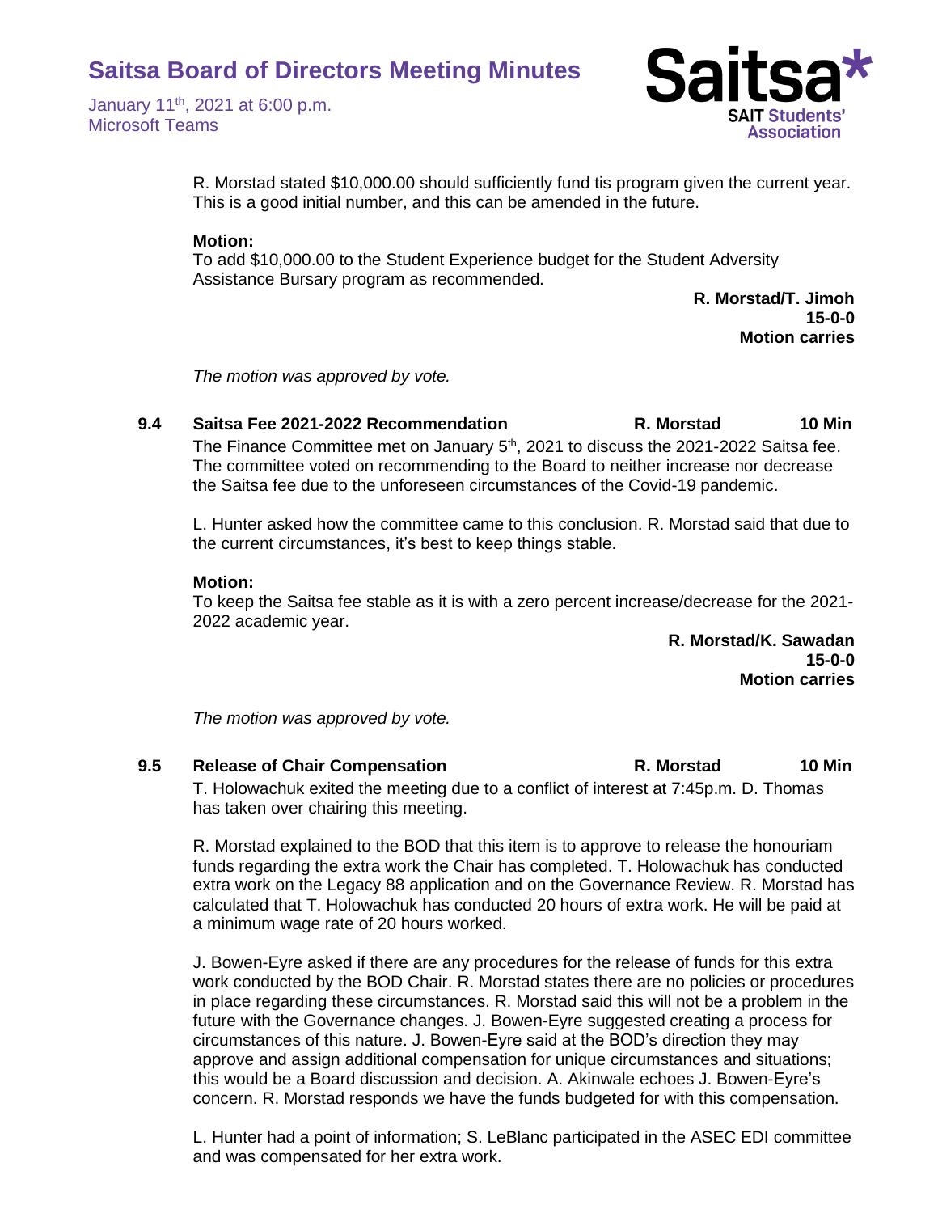R. Morstad stated $10,000.00 should sufficiently fund tis program given the current year. This is a good initial number, and this can be amended in the future.

**Motion:**
To add $10,000.00 to the Student Experience budget for the Student Adversity Assistance Bursary program as recommended.

**R. Morstad/T. Jimoh**
**15-0-0**
**Motion carries**

*The motion was approved by vote.*

### 9.4 Saitsa Fee 2021-2022 Recommendation — R. Morstad — 10 Min

The Finance Committee met on January 5th, 2021 to discuss the 2021-2022 Saitsa fee. The committee voted on recommending to the Board to neither increase nor decrease the Saitsa fee due to the unforeseen circumstances of the Covid-19 pandemic.

L. Hunter asked how the committee came to this conclusion. R. Morstad said that due to the current circumstances, it's best to keep things stable.

**Motion:**
To keep the Saitsa fee stable as it is with a zero percent increase/decrease for the 2021-2022 academic year.

**R. Morstad/K. Sawadan**
**15-0-0**
**Motion carries**

*The motion was approved by vote.*

### 9.5 Release of Chair Compensation — R. Morstad — 10 Min

T. Holowachuk exited the meeting due to a conflict of interest at 7:45p.m. D. Thomas has taken over chairing this meeting.

R. Morstad explained to the BOD that this item is to approve to release the honouriam funds regarding the extra work the Chair has completed. T. Holowachuk has conducted extra work on the Legacy 88 application and on the Governance Review. R. Morstad has calculated that T. Holowachuk has conducted 20 hours of extra work. He will be paid at a minimum wage rate of 20 hours worked.

J. Bowen-Eyre asked if there are any procedures for the release of funds for this extra work conducted by the BOD Chair. R. Morstad states there are no policies or procedures in place regarding these circumstances. R. Morstad said this will not be a problem in the future with the Governance changes. J. Bowen-Eyre suggested creating a process for circumstances of this nature. J. Bowen-Eyre said at the BOD's direction they may approve and assign additional compensation for unique circumstances and situations; this would be a Board discussion and decision. A. Akinwale echoes J. Bowen-Eyre's concern. R. Morstad responds we have the funds budgeted for with this compensation.

L. Hunter had a point of information; S. LeBlanc participated in the ASEC EDI committee and was compensated for her extra work.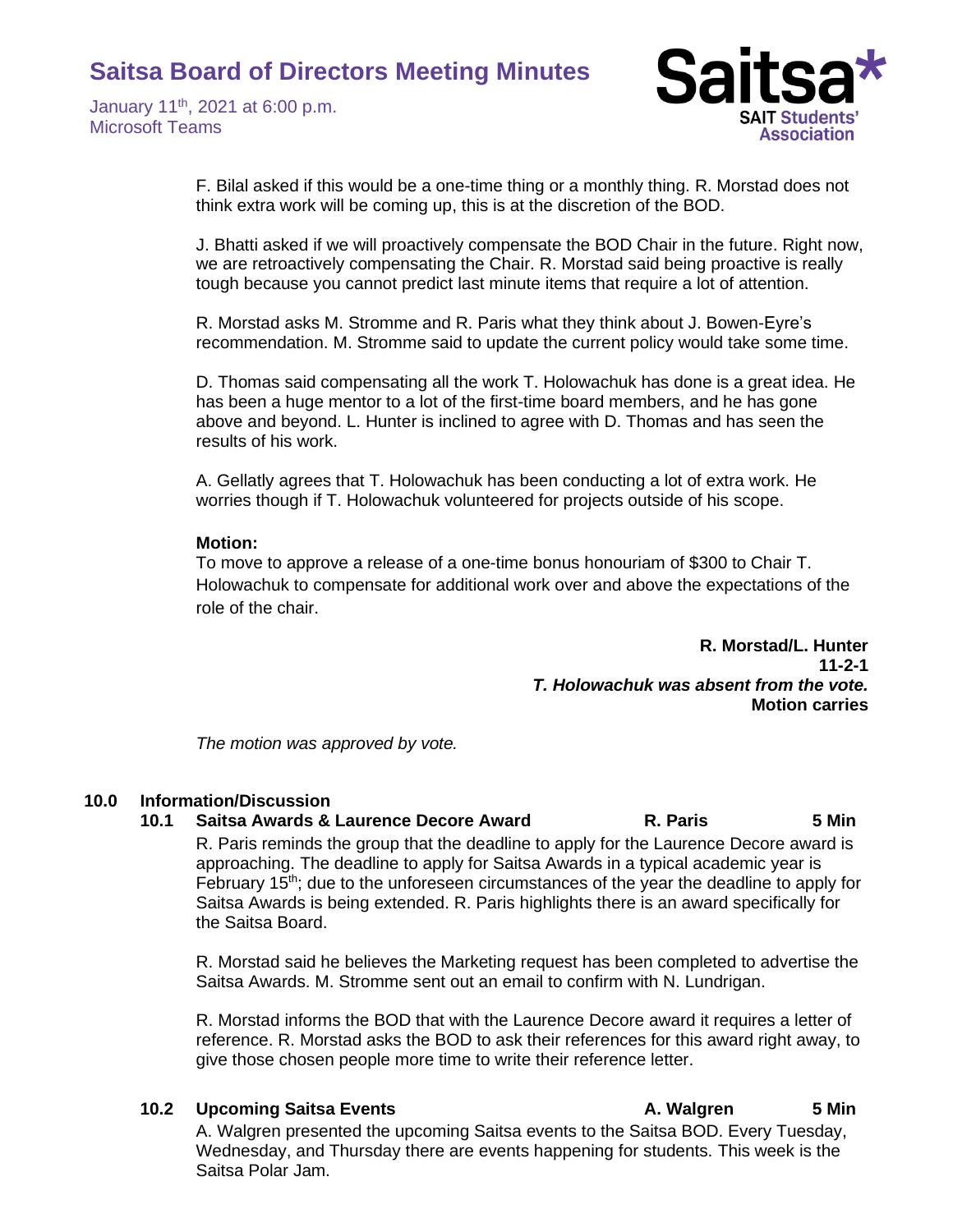F. Bilal asked if this would be a one-time thing or a monthly thing. R. Morstad does not think extra work will be coming up, this is at the discretion of the BOD.

J. Bhatti asked if we will proactively compensate the BOD Chair in the future. Right now, we are retroactively compensating the Chair. R. Morstad said being proactive is really tough because you cannot predict last minute items that require a lot of attention.

R. Morstad asks M. Stromme and R. Paris what they think about J. Bowen-Eyre's recommendation. M. Stromme said to update the current policy would take some time.

D. Thomas said compensating all the work T. Holowachuk has done is a great idea. He has been a huge mentor to a lot of the first-time board members, and he has gone above and beyond. L. Hunter is inclined to agree with D. Thomas and has seen the results of his work.

A. Gellatly agrees that T. Holowachuk has been conducting a lot of extra work. He worries though if T. Holowachuk volunteered for projects outside of his scope.

**Motion:**
To move to approve a release of a one-time bonus honouriam of $300 to Chair T. Holowachuk to compensate for additional work over and above the expectations of the role of the chair.

**R. Morstad/L. Hunter**
**11-2-1**
***T. Holowachuk was absent from the vote.***
**Motion carries**

*The motion was approved by vote.*

## 10.0 Information/Discussion

### 10.1 Saitsa Awards & Laurence Decore Award — R. Paris — 5 Min

R. Paris reminds the group that the deadline to apply for the Laurence Decore award is approaching. The deadline to apply for Saitsa Awards in a typical academic year is February 15th; due to the unforeseen circumstances of the year the deadline to apply for Saitsa Awards is being extended. R. Paris highlights there is an award specifically for the Saitsa Board.

R. Morstad said he believes the Marketing request has been completed to advertise the Saitsa Awards. M. Stromme sent out an email to confirm with N. Lundrigan.

R. Morstad informs the BOD that with the Laurence Decore award it requires a letter of reference. R. Morstad asks the BOD to ask their references for this award right away, to give those chosen people more time to write their reference letter.

### 10.2 Upcoming Saitsa Events — A. Walgren — 5 Min

A. Walgren presented the upcoming Saitsa events to the Saitsa BOD. Every Tuesday, Wednesday, and Thursday there are events happening for students. This week is the Saitsa Polar Jam.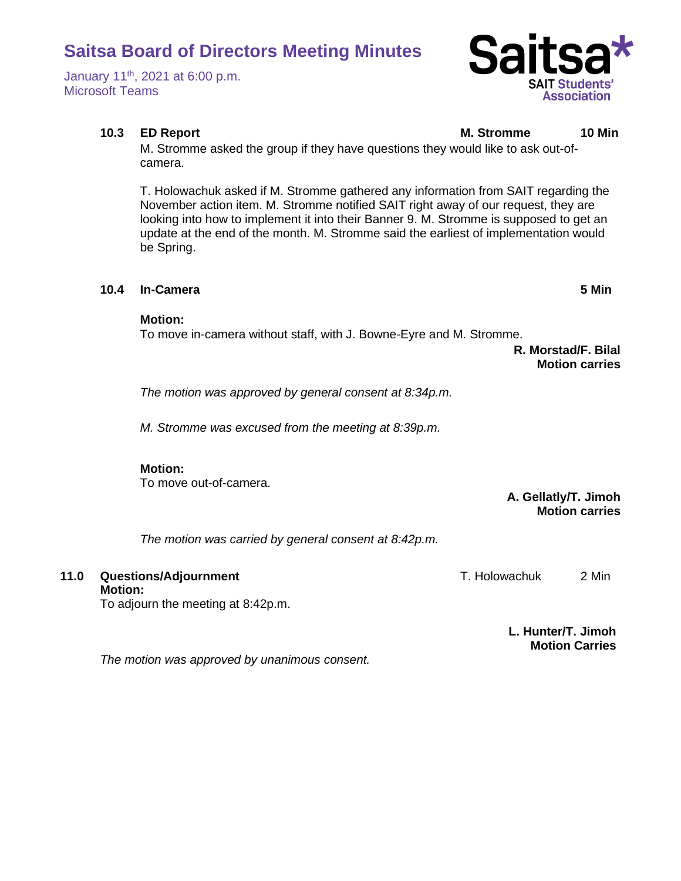**10.3 ED Report** **M. Stromme** **10 Min**

M. Stromme asked the group if they have questions they would like to ask out-of-camera.

T. Holowachuk asked if M. Stromme gathered any information from SAIT regarding the November action item. M. Stromme notified SAIT right away of our request, they are looking into how to implement it into their Banner 9. M. Stromme is supposed to get an update at the end of the month. M. Stromme said the earliest of implementation would be Spring.

**10.4 In-Camera** **5 Min**

**Motion:**
To move in-camera without staff, with J. Bowne-Eyre and M. Stromme.

**R. Morstad/F. Bilal**
**Motion carries**

*The motion was approved by general consent at 8:34p.m.*

*M. Stromme was excused from the meeting at 8:39p.m.*

**Motion:**
To move out-of-camera.

**A. Gellatly/T. Jimoh**
**Motion carries**

*The motion was carried by general consent at 8:42p.m.*

**11.0 Questions/Adjournment** T. Holowachuk 2 Min

**Motion:**
To adjourn the meeting at 8:42p.m.

**L. Hunter/T. Jimoh**
**Motion Carries**

*The motion was approved by unanimous consent.*